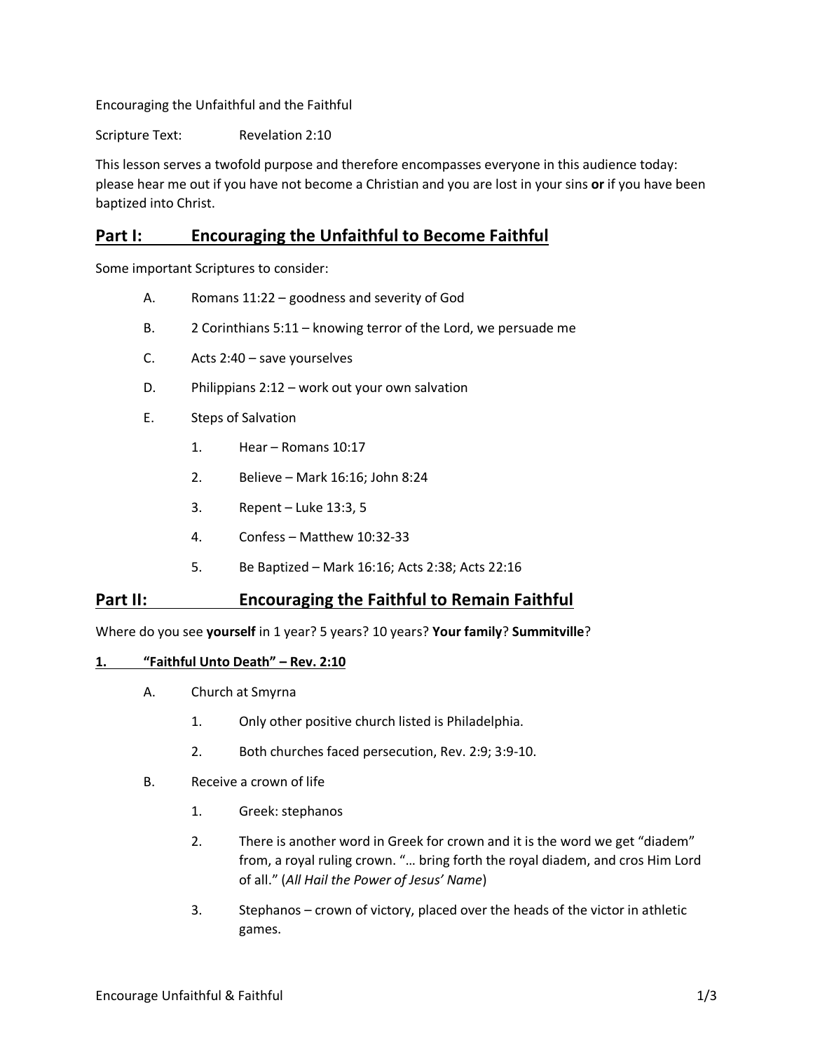Encouraging the Unfaithful and the Faithful

Scripture Text: Revelation 2:10

This lesson serves a twofold purpose and therefore encompasses everyone in this audience today: please hear me out if you have not become a Christian and you are lost in your sins **or** if you have been baptized into Christ.

## Part I: Encouraging the Unfaithful to Become Faithful

Some important Scriptures to consider:

- A. Romans 11:22 – goodness and severity of God
- B. 2 Corinthians 5:11 – knowing terror of the Lord, we persuade me
- C. Acts 2:40 – save yourselves
- D. Philippians 2:12 – work out your own salvation
- E. Steps of Salvation
    1. Hear – Romans 10:17
    2. Believe – Mark 16:16; John 8:24
    3. Repent – Luke 13:3, 5
    4. Confess – Matthew 10:32-33
    5. Be Baptized – Mark 16:16; Acts 2:38; Acts 22:16

## Part II: Encouraging the Faithful to Remain Faithful

Where do you see **yourself** in 1 year? 5 years? 10 years? **Your family**? **Summitville**?

### 1. "Faithful Unto Death" – Rev. 2:10

- A. Church at Smyrna
    1. Only other positive church listed is Philadelphia.
    2. Both churches faced persecution, Rev. 2:9; 3:9-10.
- B. Receive a crown of life
    1. Greek: stephanos
    2. There is another word in Greek for crown and it is the word we get "diadem" from, a royal ruling crown. "… bring forth the royal diadem, and cros Him Lord of all." (*All Hail the Power of Jesus' Name*)
    3. Stephanos – crown of victory, placed over the heads of the victor in athletic games.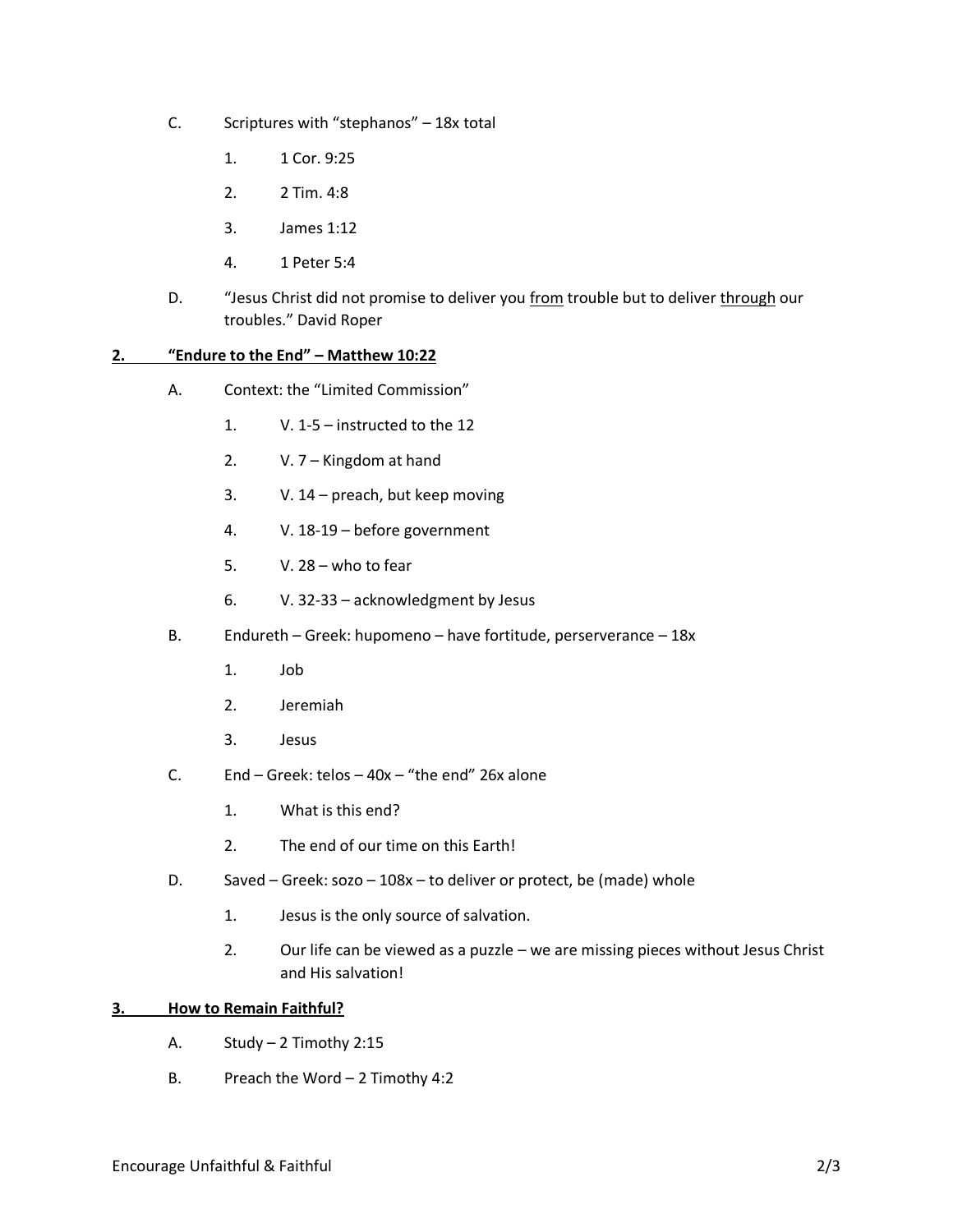C. Scriptures with "stephanos" – 18x total

1. 1 Cor. 9:25
2. 2 Tim. 4:8
3. James 1:12
4. 1 Peter 5:4

D. "Jesus Christ did not promise to deliver you <u>from</u> trouble but to deliver <u>through</u> our troubles." David Roper

**2. "Endure to the End" – Matthew 10:22**

A. Context: the "Limited Commission"

1. V. 1-5 – instructed to the 12
2. V. 7 – Kingdom at hand
3. V. 14 – preach, but keep moving
4. V. 18-19 – before government
5. V. 28 – who to fear
6. V. 32-33 – acknowledgment by Jesus

B. Endureth – Greek: hupomeno – have fortitude, perserverance – 18x

1. Job
2. Jeremiah
3. Jesus

C. End – Greek: telos – 40x – "the end" 26x alone

1. What is this end?
2. The end of our time on this Earth!

D. Saved – Greek: sozo – 108x – to deliver or protect, be (made) whole

1. Jesus is the only source of salvation.
2. Our life can be viewed as a puzzle – we are missing pieces without Jesus Christ and His salvation!

**3. How to Remain Faithful?**

A. Study – 2 Timothy 2:15

B. Preach the Word – 2 Timothy 4:2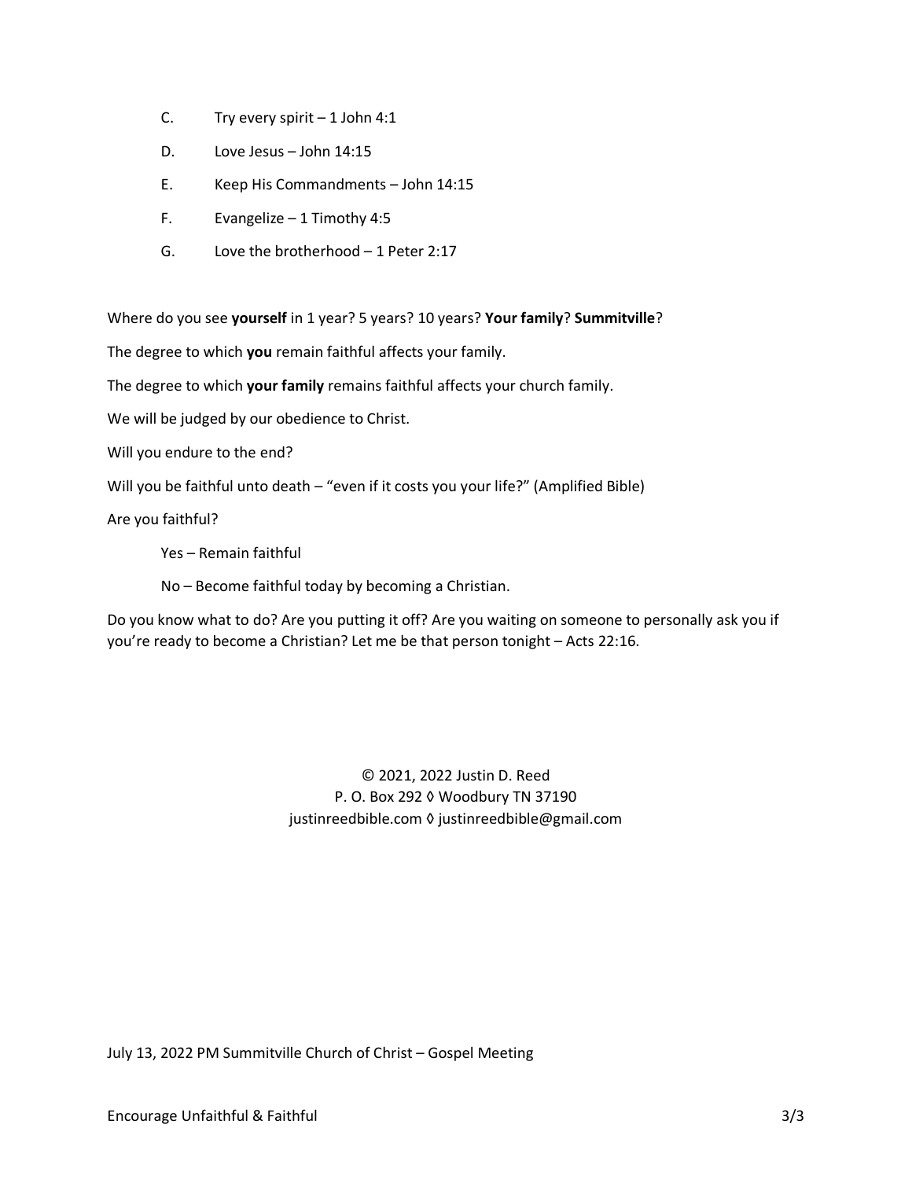C. Try every spirit – 1 John 4:1

D. Love Jesus – John 14:15

E. Keep His Commandments – John 14:15

F. Evangelize – 1 Timothy 4:5

G. Love the brotherhood – 1 Peter 2:17

Where do you see **yourself** in 1 year? 5 years? 10 years? **Your family**? **Summitville**?

The degree to which **you** remain faithful affects your family.

The degree to which **your family** remains faithful affects your church family.

We will be judged by our obedience to Christ.

Will you endure to the end?

Will you be faithful unto death – "even if it costs you your life?" (Amplified Bible)

Are you faithful?

Yes – Remain faithful

No – Become faithful today by becoming a Christian.

Do you know what to do? Are you putting it off? Are you waiting on someone to personally ask you if you're ready to become a Christian? Let me be that person tonight – Acts 22:16.

© 2021, 2022 Justin D. Reed
P. O. Box 292 ◊ Woodbury TN 37190
justinreedbible.com ◊ justinreedbible@gmail.com

July 13, 2022 PM Summitville Church of Christ – Gospel Meeting